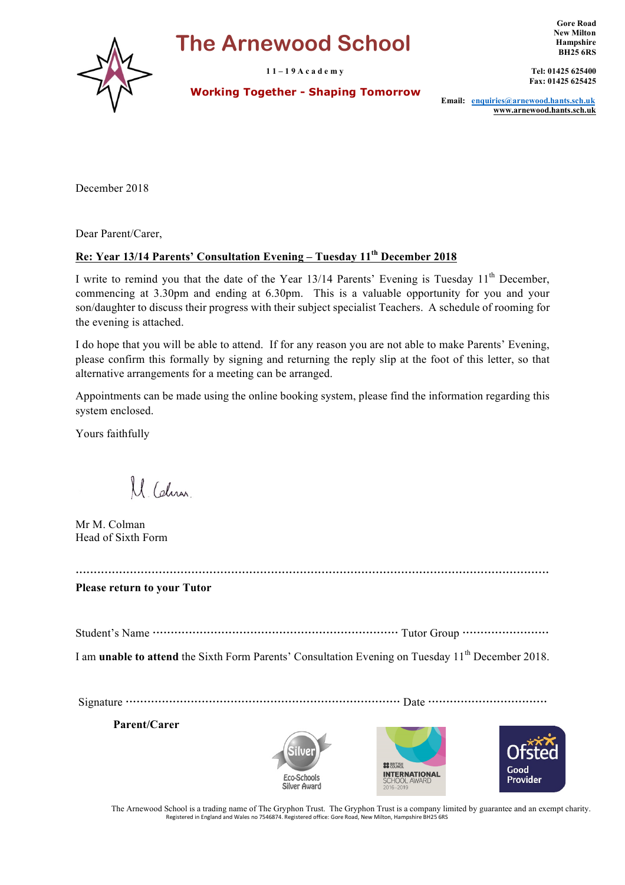# The Arnewood School

11 – 19 Academy

**Working Together - Shaping Tomorrow**

**Gore Road**
**New Milton**
**Hampshire**
**BH25 6RS**

**Tel: 01425 625400**
**Fax: 01425 625425**

**Email: enquiries@arnewood.hants.sch.uk**
**www.arnewood.hants.sch.uk**

December 2018

Dear Parent/Carer,

**Re: Year 13/14 Parents' Consultation Evening – Tuesday 11th December 2018**

I write to remind you that the date of the Year 13/14 Parents' Evening is Tuesday 11th December, commencing at 3.30pm and ending at 6.30pm. This is a valuable opportunity for you and your son/daughter to discuss their progress with their subject specialist Teachers. A schedule of rooming for the evening is attached.

I do hope that you will be able to attend. If for any reason you are not able to make Parents' Evening, please confirm this formally by signing and returning the reply slip at the foot of this letter, so that alternative arrangements for a meeting can be arranged.

Appointments can be made using the online booking system, please find the information regarding this system enclosed.

Yours faithfully

Mr M. Colman
Head of Sixth Form

.......................................................................................................................................

**Please return to your Tutor**

Student's Name ...................................................................... Tutor Group ........................

I am **unable to attend** the Sixth Form Parents' Consultation Evening on Tuesday 11th December 2018.

Signature ............................................................................ Date ................................

**Parent/Carer**

Eco-Schools Silver Award | British Council International School Award 2016–2019 | Ofsted Good Provider

The Arnewood School is a trading name of The Gryphon Trust. The Gryphon Trust is a company limited by guarantee and an exempt charity.
Registered in England and Wales no 7546874. Registered office: Gore Road, New Milton, Hampshire BH25 6RS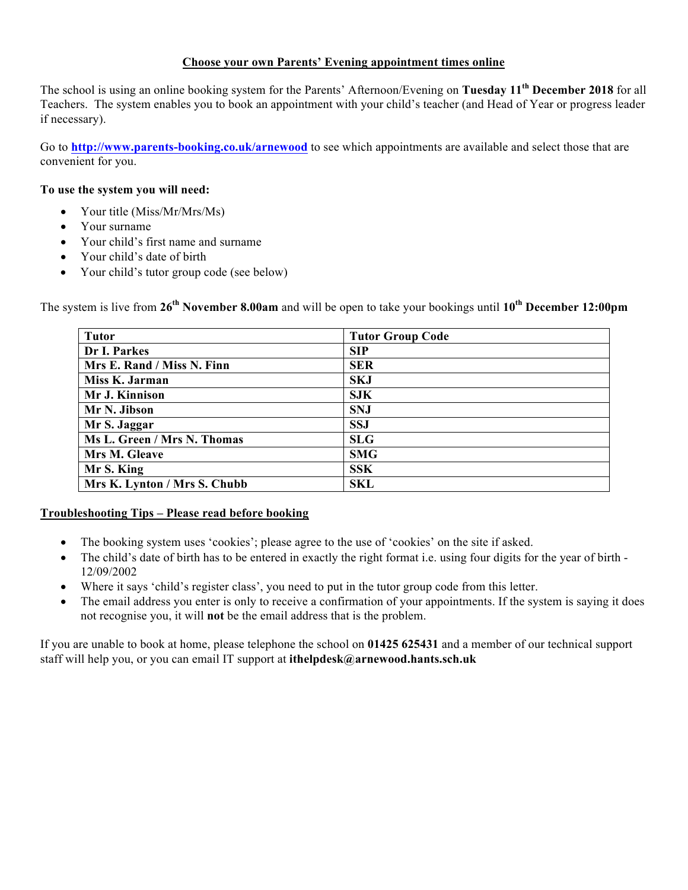## Choose your own Parents' Evening appointment times online

The school is using an online booking system for the Parents' Afternoon/Evening on **Tuesday 11th December 2018** for all Teachers. The system enables you to book an appointment with your child's teacher (and Head of Year or progress leader if necessary).

Go to **http://www.parents-booking.co.uk/arnewood** to see which appointments are available and select those that are convenient for you.

**To use the system you will need:**

- Your title (Miss/Mr/Mrs/Ms)
- Your surname
- Your child's first name and surname
- Your child's date of birth
- Your child's tutor group code (see below)

The system is live from **26th November 8.00am** and will be open to take your bookings until **10th December 12:00pm**

| Tutor | Tutor Group Code |
| --- | --- |
| **Dr I. Parkes** | **SIP** |
| **Mrs E. Rand / Miss N. Finn** | **SER** |
| **Miss K. Jarman** | **SKJ** |
| **Mr J. Kinnison** | **SJK** |
| **Mr N. Jibson** | **SNJ** |
| **Mr S. Jaggar** | **SSJ** |
| **Ms L. Green / Mrs N. Thomas** | **SLG** |
| **Mrs M. Gleave** | **SMG** |
| **Mr S. King** | **SSK** |
| **Mrs K. Lynton / Mrs S. Chubb** | **SKL** |

### Troubleshooting Tips – Please read before booking

- The booking system uses 'cookies'; please agree to the use of 'cookies' on the site if asked.
- The child's date of birth has to be entered in exactly the right format i.e. using four digits for the year of birth - 12/09/2002
- Where it says 'child's register class', you need to put in the tutor group code from this letter.
- The email address you enter is only to receive a confirmation of your appointments. If the system is saying it does not recognise you, it will **not** be the email address that is the problem.

If you are unable to book at home, please telephone the school on **01425 625431** and a member of our technical support staff will help you, or you can email IT support at **ithelpdesk@arnewood.hants.sch.uk**